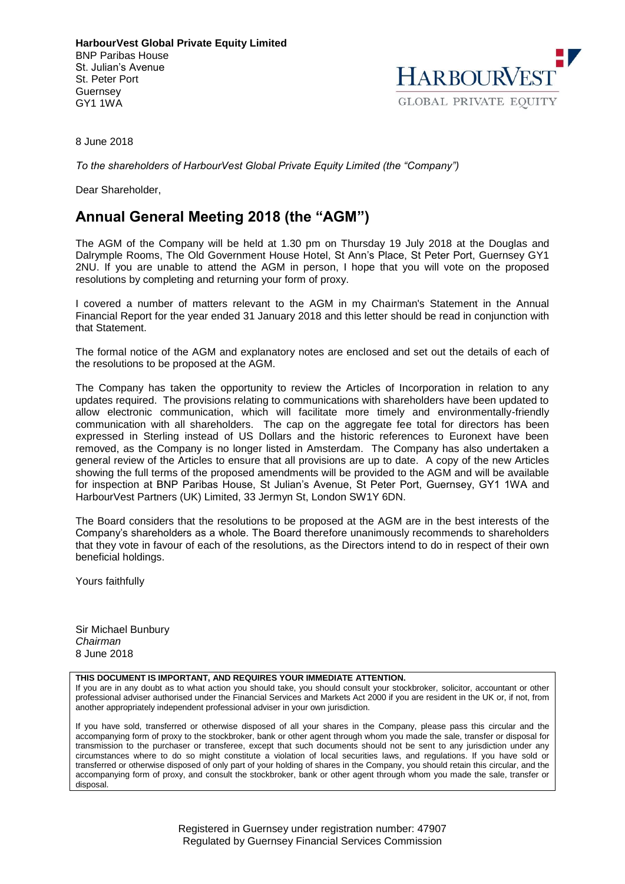**HarbourVest Global Private Equity Limited**
BNP Paribas House
St. Julian's Avenue
St. Peter Port
Guernsey
GY1 1WA

HARBOURVEST
GLOBAL PRIVATE EQUITY

8 June 2018

*To the shareholders of HarbourVest Global Private Equity Limited (the "Company")*

Dear Shareholder,

# Annual General Meeting 2018 (the "AGM")

The AGM of the Company will be held at 1.30 pm on Thursday 19 July 2018 at the Douglas and Dalrymple Rooms, The Old Government House Hotel, St Ann's Place, St Peter Port, Guernsey GY1 2NU. If you are unable to attend the AGM in person, I hope that you will vote on the proposed resolutions by completing and returning your form of proxy.

I covered a number of matters relevant to the AGM in my Chairman's Statement in the Annual Financial Report for the year ended 31 January 2018 and this letter should be read in conjunction with that Statement.

The formal notice of the AGM and explanatory notes are enclosed and set out the details of each of the resolutions to be proposed at the AGM.

The Company has taken the opportunity to review the Articles of Incorporation in relation to any updates required. The provisions relating to communications with shareholders have been updated to allow electronic communication, which will facilitate more timely and environmentally-friendly communication with all shareholders. The cap on the aggregate fee total for directors has been expressed in Sterling instead of US Dollars and the historic references to Euronext have been removed, as the Company is no longer listed in Amsterdam. The Company has also undertaken a general review of the Articles to ensure that all provisions are up to date. A copy of the new Articles showing the full terms of the proposed amendments will be provided to the AGM and will be available for inspection at BNP Paribas House, St Julian's Avenue, St Peter Port, Guernsey, GY1 1WA and HarbourVest Partners (UK) Limited, 33 Jermyn St, London SW1Y 6DN.

The Board considers that the resolutions to be proposed at the AGM are in the best interests of the Company's shareholders as a whole. The Board therefore unanimously recommends to shareholders that they vote in favour of each of the resolutions, as the Directors intend to do in respect of their own beneficial holdings.

Yours faithfully

Sir Michael Bunbury
*Chairman*
8 June 2018

**THIS DOCUMENT IS IMPORTANT, AND REQUIRES YOUR IMMEDIATE ATTENTION.**
If you are in any doubt as to what action you should take, you should consult your stockbroker, solicitor, accountant or other professional adviser authorised under the Financial Services and Markets Act 2000 if you are resident in the UK or, if not, from another appropriately independent professional adviser in your own jurisdiction.

If you have sold, transferred or otherwise disposed of all your shares in the Company, please pass this circular and the accompanying form of proxy to the stockbroker, bank or other agent through whom you made the sale, transfer or disposal for transmission to the purchaser or transferee, except that such documents should not be sent to any jurisdiction under any circumstances where to do so might constitute a violation of local securities laws, and regulations. If you have sold or transferred or otherwise disposed of only part of your holding of shares in the Company, you should retain this circular, and the accompanying form of proxy, and consult the stockbroker, bank or other agent through whom you made the sale, transfer or disposal.

Registered in Guernsey under registration number: 47907
Regulated by Guernsey Financial Services Commission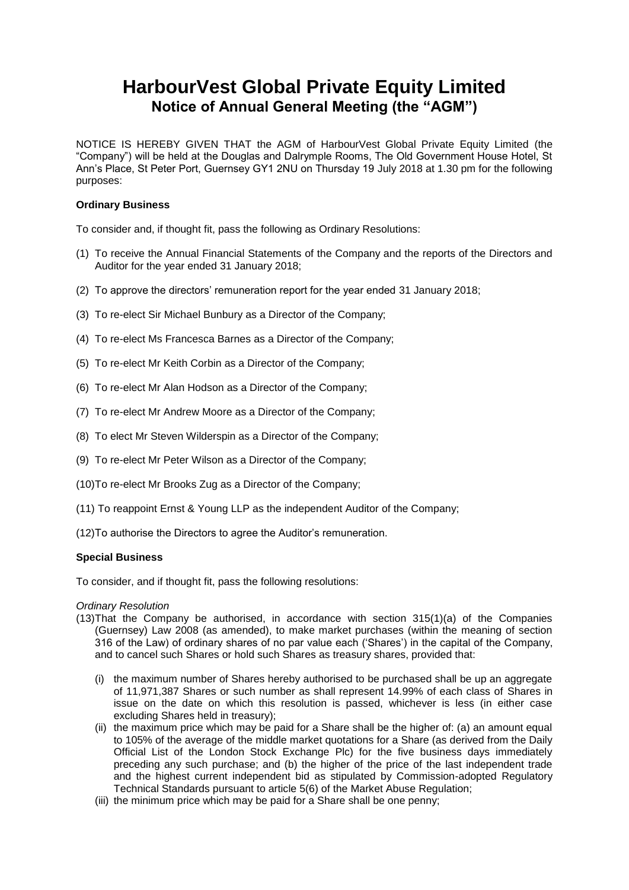# HarbourVest Global Private Equity Limited
## Notice of Annual General Meeting (the "AGM")

NOTICE IS HEREBY GIVEN THAT the AGM of HarbourVest Global Private Equity Limited (the "Company") will be held at the Douglas and Dalrymple Rooms, The Old Government House Hotel, St Ann's Place, St Peter Port, Guernsey GY1 2NU on Thursday 19 July 2018 at 1.30 pm for the following purposes:

### Ordinary Business

To consider and, if thought fit, pass the following as Ordinary Resolutions:

(1) To receive the Annual Financial Statements of the Company and the reports of the Directors and Auditor for the year ended 31 January 2018;

(2) To approve the directors' remuneration report for the year ended 31 January 2018;

(3) To re-elect Sir Michael Bunbury as a Director of the Company;

(4) To re-elect Ms Francesca Barnes as a Director of the Company;

(5) To re-elect Mr Keith Corbin as a Director of the Company;

(6) To re-elect Mr Alan Hodson as a Director of the Company;

(7) To re-elect Mr Andrew Moore as a Director of the Company;

(8) To elect Mr Steven Wilderspin as a Director of the Company;

(9) To re-elect Mr Peter Wilson as a Director of the Company;

(10) To re-elect Mr Brooks Zug as a Director of the Company;

(11) To reappoint Ernst & Young LLP as the independent Auditor of the Company;

(12) To authorise the Directors to agree the Auditor's remuneration.

### Special Business

To consider, and if thought fit, pass the following resolutions:

*Ordinary Resolution*

(13) That the Company be authorised, in accordance with section 315(1)(a) of the Companies (Guernsey) Law 2008 (as amended), to make market purchases (within the meaning of section 316 of the Law) of ordinary shares of no par value each ('Shares') in the capital of the Company, and to cancel such Shares or hold such Shares as treasury shares, provided that:

(i) the maximum number of Shares hereby authorised to be purchased shall be up an aggregate of 11,971,387 Shares or such number as shall represent 14.99% of each class of Shares in issue on the date on which this resolution is passed, whichever is less (in either case excluding Shares held in treasury);

(ii) the maximum price which may be paid for a Share shall be the higher of: (a) an amount equal to 105% of the average of the middle market quotations for a Share (as derived from the Daily Official List of the London Stock Exchange Plc) for the five business days immediately preceding any such purchase; and (b) the higher of the price of the last independent trade and the highest current independent bid as stipulated by Commission-adopted Regulatory Technical Standards pursuant to article 5(6) of the Market Abuse Regulation;

(iii) the minimum price which may be paid for a Share shall be one penny;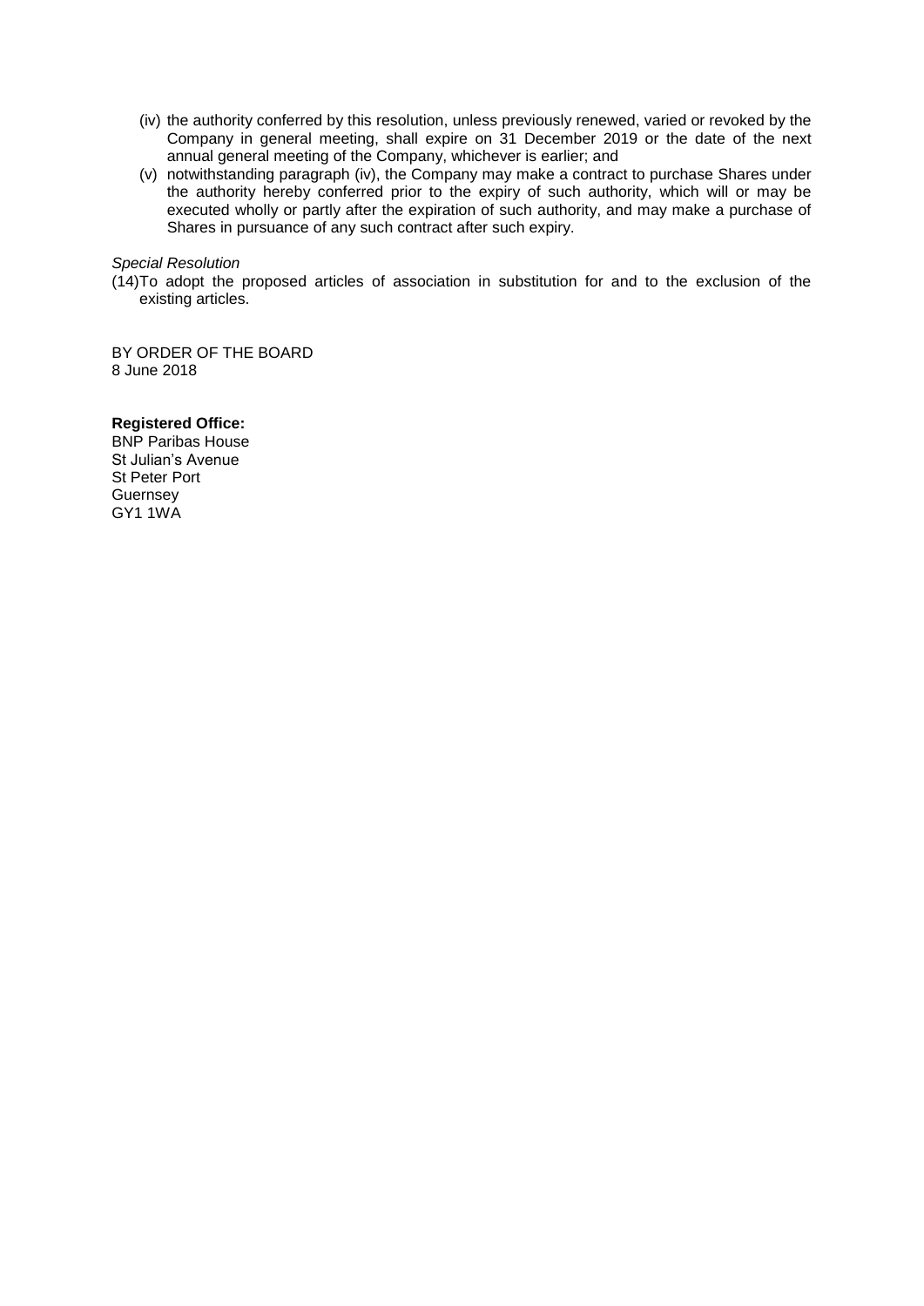(iv) the authority conferred by this resolution, unless previously renewed, varied or revoked by the Company in general meeting, shall expire on 31 December 2019 or the date of the next annual general meeting of the Company, whichever is earlier; and

(v) notwithstanding paragraph (iv), the Company may make a contract to purchase Shares under the authority hereby conferred prior to the expiry of such authority, which will or may be executed wholly or partly after the expiration of such authority, and may make a purchase of Shares in pursuance of any such contract after such expiry.

*Special Resolution*

(14) To adopt the proposed articles of association in substitution for and to the exclusion of the existing articles.

BY ORDER OF THE BOARD
8 June 2018

**Registered Office:**
BNP Paribas House
St Julian's Avenue
St Peter Port
Guernsey
GY1 1WA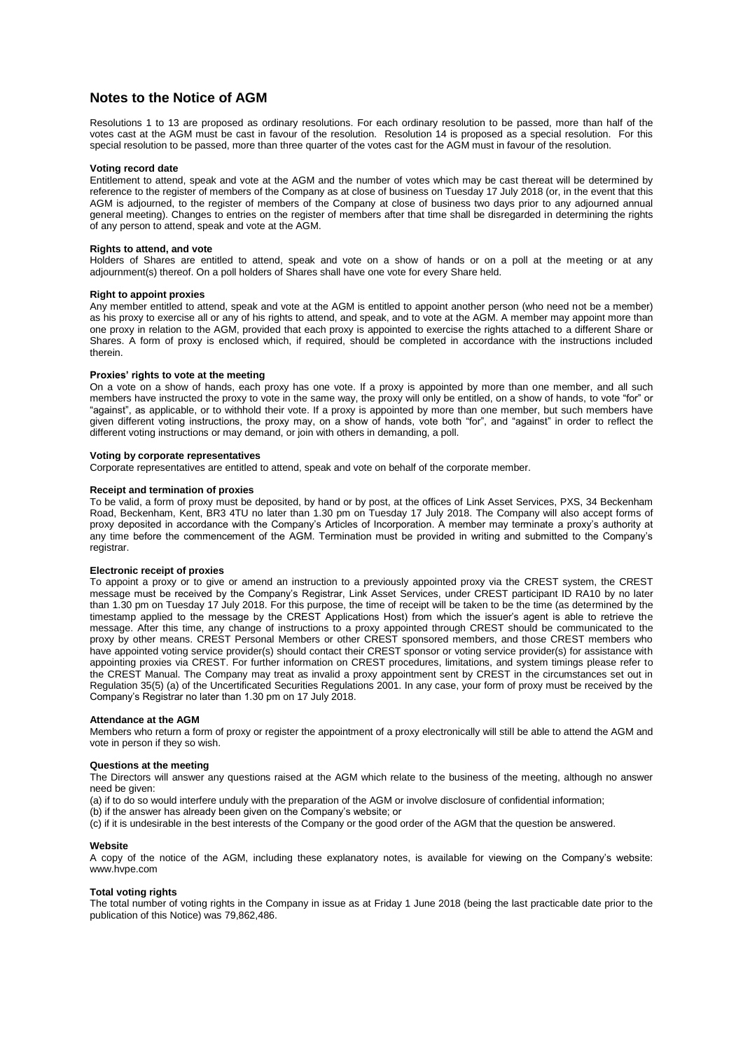## Notes to the Notice of AGM

Resolutions 1 to 13 are proposed as ordinary resolutions. For each ordinary resolution to be passed, more than half of the votes cast at the AGM must be cast in favour of the resolution. Resolution 14 is proposed as a special resolution. For this special resolution to be passed, more than three quarter of the votes cast for the AGM must in favour of the resolution.

**Voting record date**

Entitlement to attend, speak and vote at the AGM and the number of votes which may be cast thereat will be determined by reference to the register of members of the Company as at close of business on Tuesday 17 July 2018 (or, in the event that this AGM is adjourned, to the register of members of the Company at close of business two days prior to any adjourned annual general meeting). Changes to entries on the register of members after that time shall be disregarded in determining the rights of any person to attend, speak and vote at the AGM.

**Rights to attend, and vote**

Holders of Shares are entitled to attend, speak and vote on a show of hands or on a poll at the meeting or at any adjournment(s) thereof. On a poll holders of Shares shall have one vote for every Share held.

**Right to appoint proxies**

Any member entitled to attend, speak and vote at the AGM is entitled to appoint another person (who need not be a member) as his proxy to exercise all or any of his rights to attend, and speak, and to vote at the AGM. A member may appoint more than one proxy in relation to the AGM, provided that each proxy is appointed to exercise the rights attached to a different Share or Shares. A form of proxy is enclosed which, if required, should be completed in accordance with the instructions included therein.

**Proxies' rights to vote at the meeting**

On a vote on a show of hands, each proxy has one vote. If a proxy is appointed by more than one member, and all such members have instructed the proxy to vote in the same way, the proxy will only be entitled, on a show of hands, to vote "for" or "against", as applicable, or to withhold their vote. If a proxy is appointed by more than one member, but such members have given different voting instructions, the proxy may, on a show of hands, vote both "for", and "against" in order to reflect the different voting instructions or may demand, or join with others in demanding, a poll.

**Voting by corporate representatives**

Corporate representatives are entitled to attend, speak and vote on behalf of the corporate member.

**Receipt and termination of proxies**

To be valid, a form of proxy must be deposited, by hand or by post, at the offices of Link Asset Services, PXS, 34 Beckenham Road, Beckenham, Kent, BR3 4TU no later than 1.30 pm on Tuesday 17 July 2018. The Company will also accept forms of proxy deposited in accordance with the Company's Articles of Incorporation. A member may terminate a proxy's authority at any time before the commencement of the AGM. Termination must be provided in writing and submitted to the Company's registrar.

**Electronic receipt of proxies**

To appoint a proxy or to give or amend an instruction to a previously appointed proxy via the CREST system, the CREST message must be received by the Company's Registrar, Link Asset Services, under CREST participant ID RA10 by no later than 1.30 pm on Tuesday 17 July 2018. For this purpose, the time of receipt will be taken to be the time (as determined by the timestamp applied to the message by the CREST Applications Host) from which the issuer's agent is able to retrieve the message. After this time, any change of instructions to a proxy appointed through CREST should be communicated to the proxy by other means. CREST Personal Members or other CREST sponsored members, and those CREST members who have appointed voting service provider(s) should contact their CREST sponsor or voting service provider(s) for assistance with appointing proxies via CREST. For further information on CREST procedures, limitations, and system timings please refer to the CREST Manual. The Company may treat as invalid a proxy appointment sent by CREST in the circumstances set out in Regulation 35(5) (a) of the Uncertificated Securities Regulations 2001. In any case, your form of proxy must be received by the Company's Registrar no later than 1.30 pm on 17 July 2018.

**Attendance at the AGM**

Members who return a form of proxy or register the appointment of a proxy electronically will still be able to attend the AGM and vote in person if they so wish.

**Questions at the meeting**

The Directors will answer any questions raised at the AGM which relate to the business of the meeting, although no answer need be given:

(a) if to do so would interfere unduly with the preparation of the AGM or involve disclosure of confidential information;

(b) if the answer has already been given on the Company's website; or

(c) if it is undesirable in the best interests of the Company or the good order of the AGM that the question be answered.

**Website**

A copy of the notice of the AGM, including these explanatory notes, is available for viewing on the Company's website: www.hvpe.com

**Total voting rights**

The total number of voting rights in the Company in issue as at Friday 1 June 2018 (being the last practicable date prior to the publication of this Notice) was 79,862,486.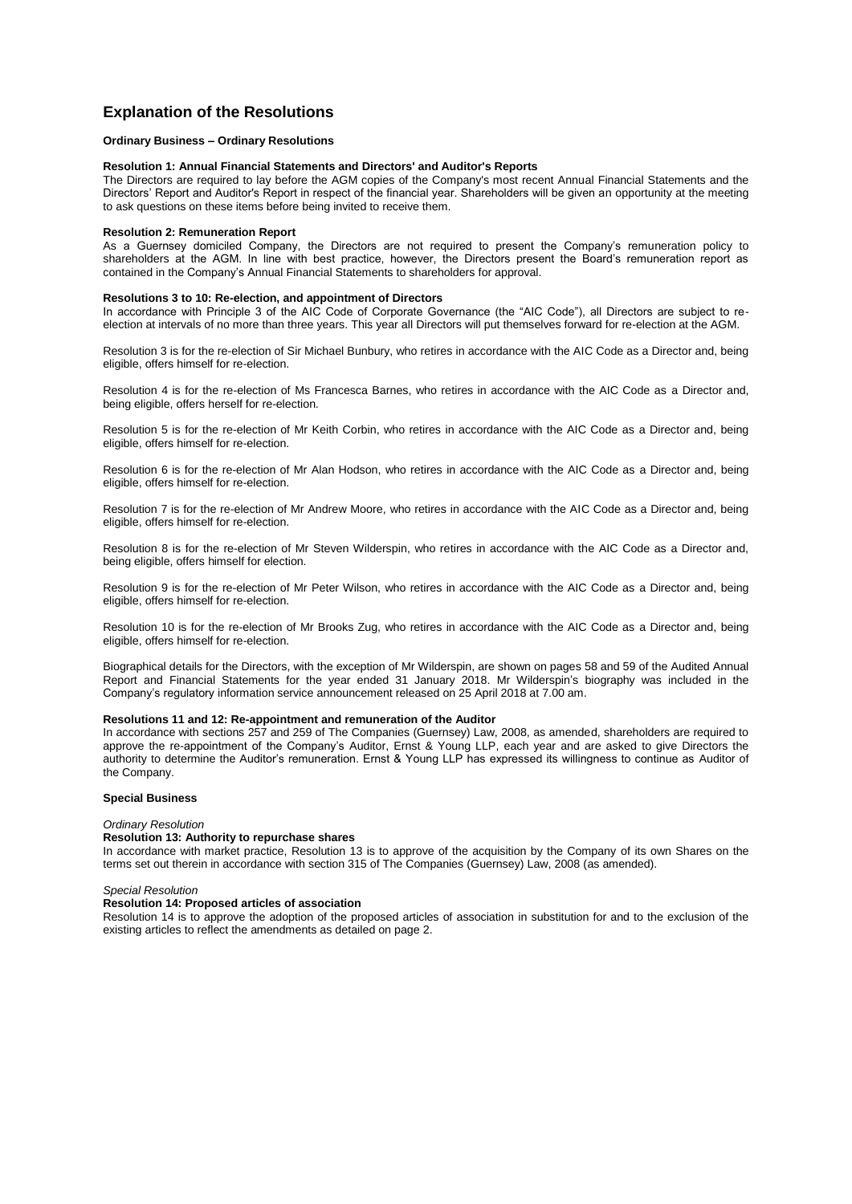# Explanation of the Resolutions

**Ordinary Business – Ordinary Resolutions**

**Resolution 1: Annual Financial Statements and Directors' and Auditor's Reports**

The Directors are required to lay before the AGM copies of the Company's most recent Annual Financial Statements and the Directors' Report and Auditor's Report in respect of the financial year. Shareholders will be given an opportunity at the meeting to ask questions on these items before being invited to receive them.

**Resolution 2: Remuneration Report**

As a Guernsey domiciled Company, the Directors are not required to present the Company's remuneration policy to shareholders at the AGM. In line with best practice, however, the Directors present the Board's remuneration report as contained in the Company's Annual Financial Statements to shareholders for approval.

**Resolutions 3 to 10: Re-election, and appointment of Directors**

In accordance with Principle 3 of the AIC Code of Corporate Governance (the "AIC Code"), all Directors are subject to re-election at intervals of no more than three years. This year all Directors will put themselves forward for re-election at the AGM.

Resolution 3 is for the re-election of Sir Michael Bunbury, who retires in accordance with the AIC Code as a Director and, being eligible, offers himself for re-election.

Resolution 4 is for the re-election of Ms Francesca Barnes, who retires in accordance with the AIC Code as a Director and, being eligible, offers herself for re-election.

Resolution 5 is for the re-election of Mr Keith Corbin, who retires in accordance with the AIC Code as a Director and, being eligible, offers himself for re-election.

Resolution 6 is for the re-election of Mr Alan Hodson, who retires in accordance with the AIC Code as a Director and, being eligible, offers himself for re-election.

Resolution 7 is for the re-election of Mr Andrew Moore, who retires in accordance with the AIC Code as a Director and, being eligible, offers himself for re-election.

Resolution 8 is for the re-election of Mr Steven Wilderspin, who retires in accordance with the AIC Code as a Director and, being eligible, offers himself for election.

Resolution 9 is for the re-election of Mr Peter Wilson, who retires in accordance with the AIC Code as a Director and, being eligible, offers himself for re-election.

Resolution 10 is for the re-election of Mr Brooks Zug, who retires in accordance with the AIC Code as a Director and, being eligible, offers himself for re-election.

Biographical details for the Directors, with the exception of Mr Wilderspin, are shown on pages 58 and 59 of the Audited Annual Report and Financial Statements for the year ended 31 January 2018. Mr Wilderspin's biography was included in the Company's regulatory information service announcement released on 25 April 2018 at 7.00 am.

**Resolutions 11 and 12: Re-appointment and remuneration of the Auditor**

In accordance with sections 257 and 259 of The Companies (Guernsey) Law, 2008, as amended, shareholders are required to approve the re-appointment of the Company's Auditor, Ernst & Young LLP, each year and are asked to give Directors the authority to determine the Auditor's remuneration. Ernst & Young LLP has expressed its willingness to continue as Auditor of the Company.

**Special Business**

*Ordinary Resolution*

**Resolution 13: Authority to repurchase shares**

In accordance with market practice, Resolution 13 is to approve of the acquisition by the Company of its own Shares on the terms set out therein in accordance with section 315 of The Companies (Guernsey) Law, 2008 (as amended).

*Special Resolution*

**Resolution 14: Proposed articles of association**

Resolution 14 is to approve the adoption of the proposed articles of association in substitution for and to the exclusion of the existing articles to reflect the amendments as detailed on page 2.